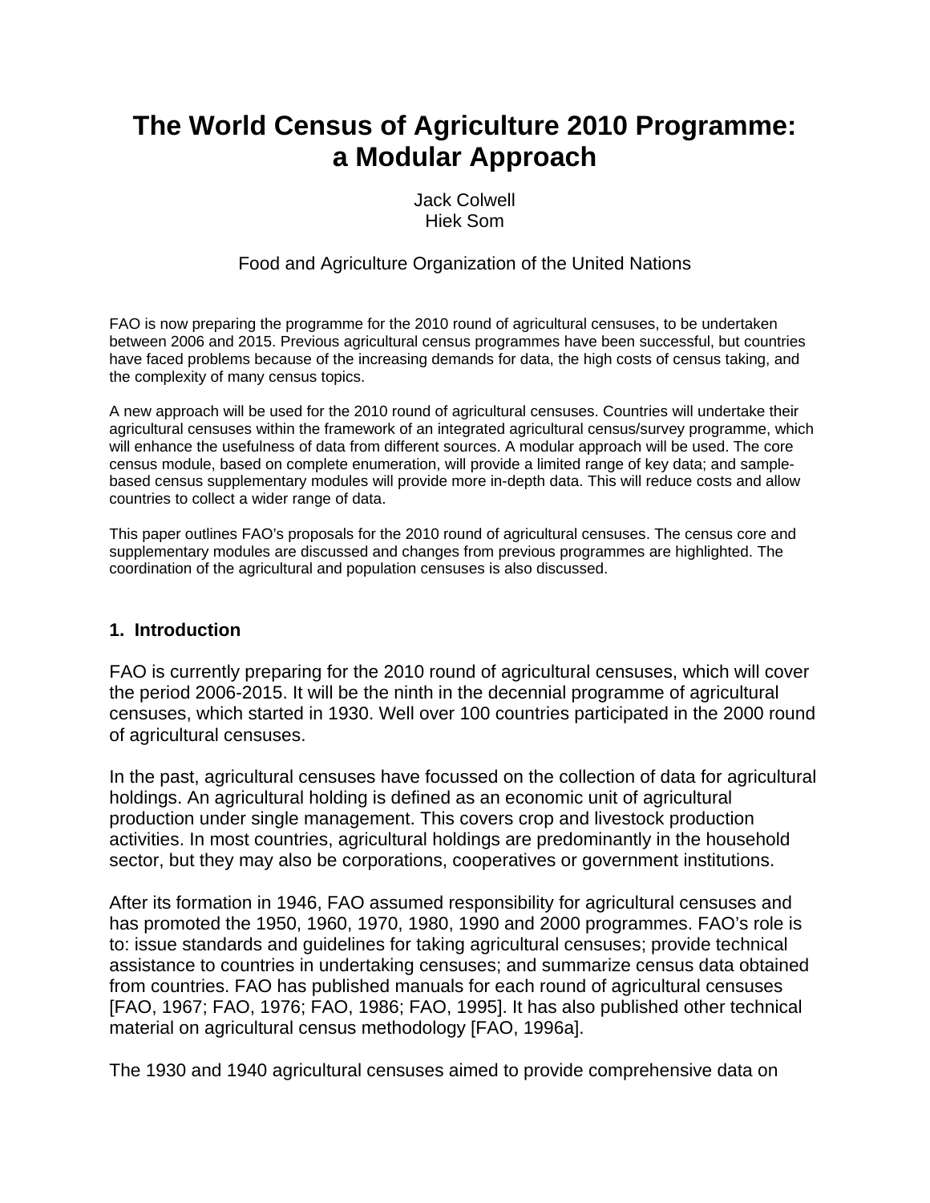# The World Census of Agriculture 2010 Programme: a Modular Approach

Jack Colwell
Hiek Som

Food and Agriculture Organization of the United Nations

FAO is now preparing the programme for the 2010 round of agricultural censuses, to be undertaken between 2006 and 2015. Previous agricultural census programmes have been successful, but countries have faced problems because of the increasing demands for data, the high costs of census taking, and the complexity of many census topics.

A new approach will be used for the 2010 round of agricultural censuses. Countries will undertake their agricultural censuses within the framework of an integrated agricultural census/survey programme, which will enhance the usefulness of data from different sources. A modular approach will be used. The core census module, based on complete enumeration, will provide a limited range of key data; and sample-based census supplementary modules will provide more in-depth data. This will reduce costs and allow countries to collect a wider range of data.

This paper outlines FAO's proposals for the 2010 round of agricultural censuses. The census core and supplementary modules are discussed and changes from previous programmes are highlighted. The coordination of the agricultural and population censuses is also discussed.

## 1. Introduction

FAO is currently preparing for the 2010 round of agricultural censuses, which will cover the period 2006-2015. It will be the ninth in the decennial programme of agricultural censuses, which started in 1930. Well over 100 countries participated in the 2000 round of agricultural censuses.

In the past, agricultural censuses have focussed on the collection of data for agricultural holdings. An agricultural holding is defined as an economic unit of agricultural production under single management. This covers crop and livestock production activities. In most countries, agricultural holdings are predominantly in the household sector, but they may also be corporations, cooperatives or government institutions.

After its formation in 1946, FAO assumed responsibility for agricultural censuses and has promoted the 1950, 1960, 1970, 1980, 1990 and 2000 programmes. FAO's role is to: issue standards and guidelines for taking agricultural censuses; provide technical assistance to countries in undertaking censuses; and summarize census data obtained from countries. FAO has published manuals for each round of agricultural censuses [FAO, 1967; FAO, 1976; FAO, 1986; FAO, 1995]. It has also published other technical material on agricultural census methodology [FAO, 1996a].

The 1930 and 1940 agricultural censuses aimed to provide comprehensive data on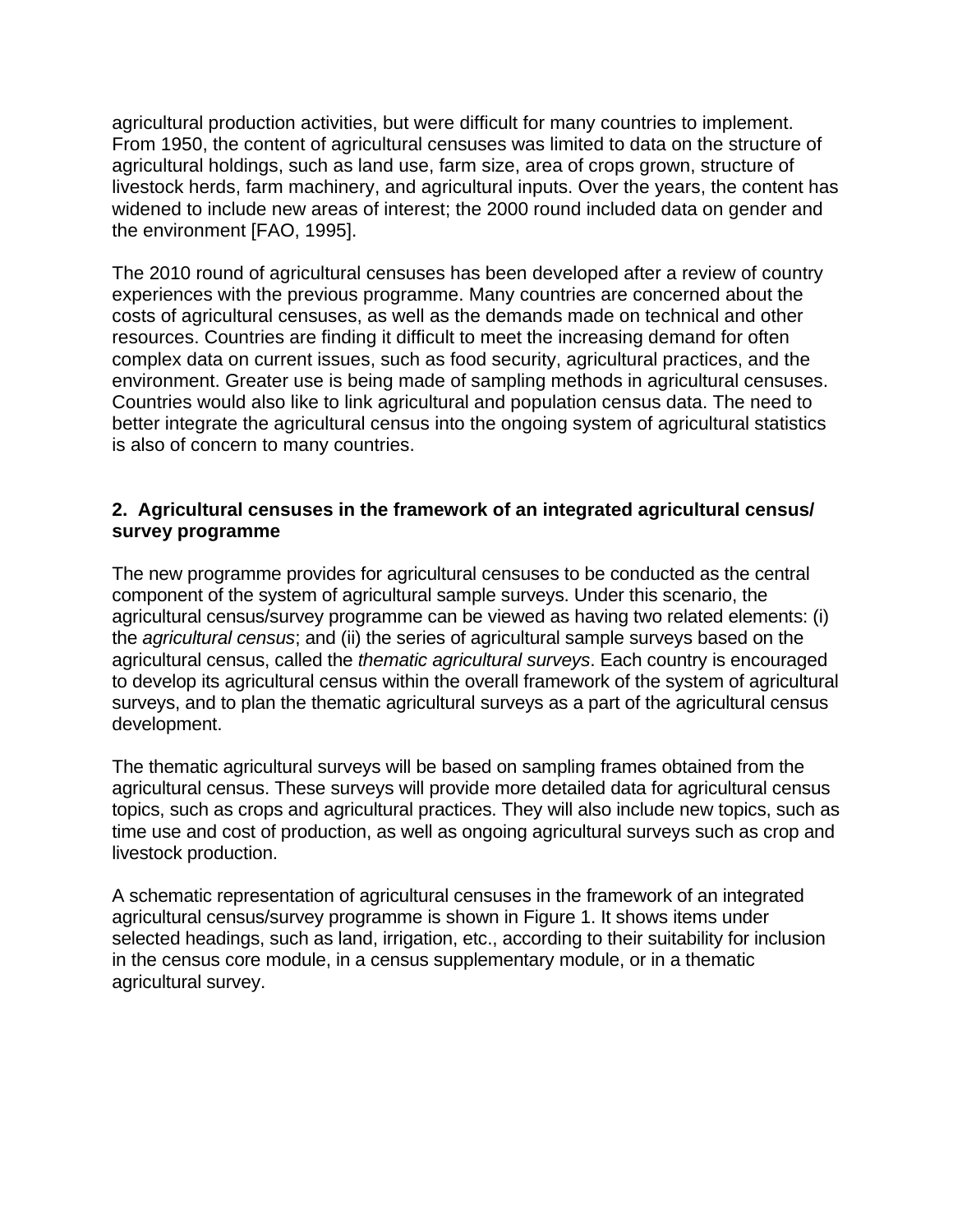agricultural production activities, but were difficult for many countries to implement. From 1950, the content of agricultural censuses was limited to data on the structure of agricultural holdings, such as land use, farm size, area of crops grown, structure of livestock herds, farm machinery, and agricultural inputs. Over the years, the content has widened to include new areas of interest; the 2000 round included data on gender and the environment [FAO, 1995].

The 2010 round of agricultural censuses has been developed after a review of country experiences with the previous programme. Many countries are concerned about the costs of agricultural censuses, as well as the demands made on technical and other resources. Countries are finding it difficult to meet the increasing demand for often complex data on current issues, such as food security, agricultural practices, and the environment. Greater use is being made of sampling methods in agricultural censuses. Countries would also like to link agricultural and population census data. The need to better integrate the agricultural census into the ongoing system of agricultural statistics is also of concern to many countries.

## 2. Agricultural censuses in the framework of an integrated agricultural census/ survey programme

The new programme provides for agricultural censuses to be conducted as the central component of the system of agricultural sample surveys. Under this scenario, the agricultural census/survey programme can be viewed as having two related elements: (i) the *agricultural census*; and (ii) the series of agricultural sample surveys based on the agricultural census, called the *thematic agricultural surveys*. Each country is encouraged to develop its agricultural census within the overall framework of the system of agricultural surveys, and to plan the thematic agricultural surveys as a part of the agricultural census development.

The thematic agricultural surveys will be based on sampling frames obtained from the agricultural census. These surveys will provide more detailed data for agricultural census topics, such as crops and agricultural practices. They will also include new topics, such as time use and cost of production, as well as ongoing agricultural surveys such as crop and livestock production.

A schematic representation of agricultural censuses in the framework of an integrated agricultural census/survey programme is shown in Figure 1. It shows items under selected headings, such as land, irrigation, etc., according to their suitability for inclusion in the census core module, in a census supplementary module, or in a thematic agricultural survey.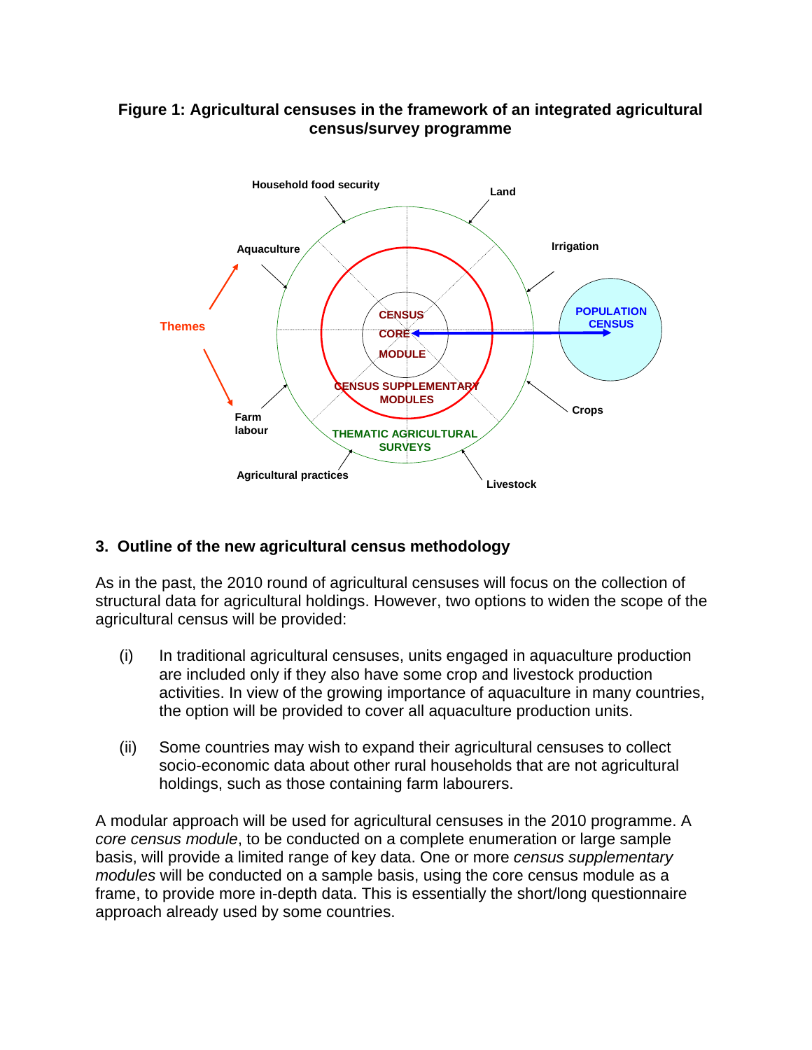**Figure 1: Agricultural censuses in the framework of an integrated agricultural census/survey programme**

## 3. Outline of the new agricultural census methodology

As in the past, the 2010 round of agricultural censuses will focus on the collection of structural data for agricultural holdings. However, two options to widen the scope of the agricultural census will be provided:

(i) In traditional agricultural censuses, units engaged in aquaculture production are included only if they also have some crop and livestock production activities. In view of the growing importance of aquaculture in many countries, the option will be provided to cover all aquaculture production units.

(ii) Some countries may wish to expand their agricultural censuses to collect socio-economic data about other rural households that are not agricultural holdings, such as those containing farm labourers.

A modular approach will be used for agricultural censuses in the 2010 programme. A *core census module*, to be conducted on a complete enumeration or large sample basis, will provide a limited range of key data. One or more *census supplementary modules* will be conducted on a sample basis, using the core census module as a frame, to provide more in-depth data. This is essentially the short/long questionnaire approach already used by some countries.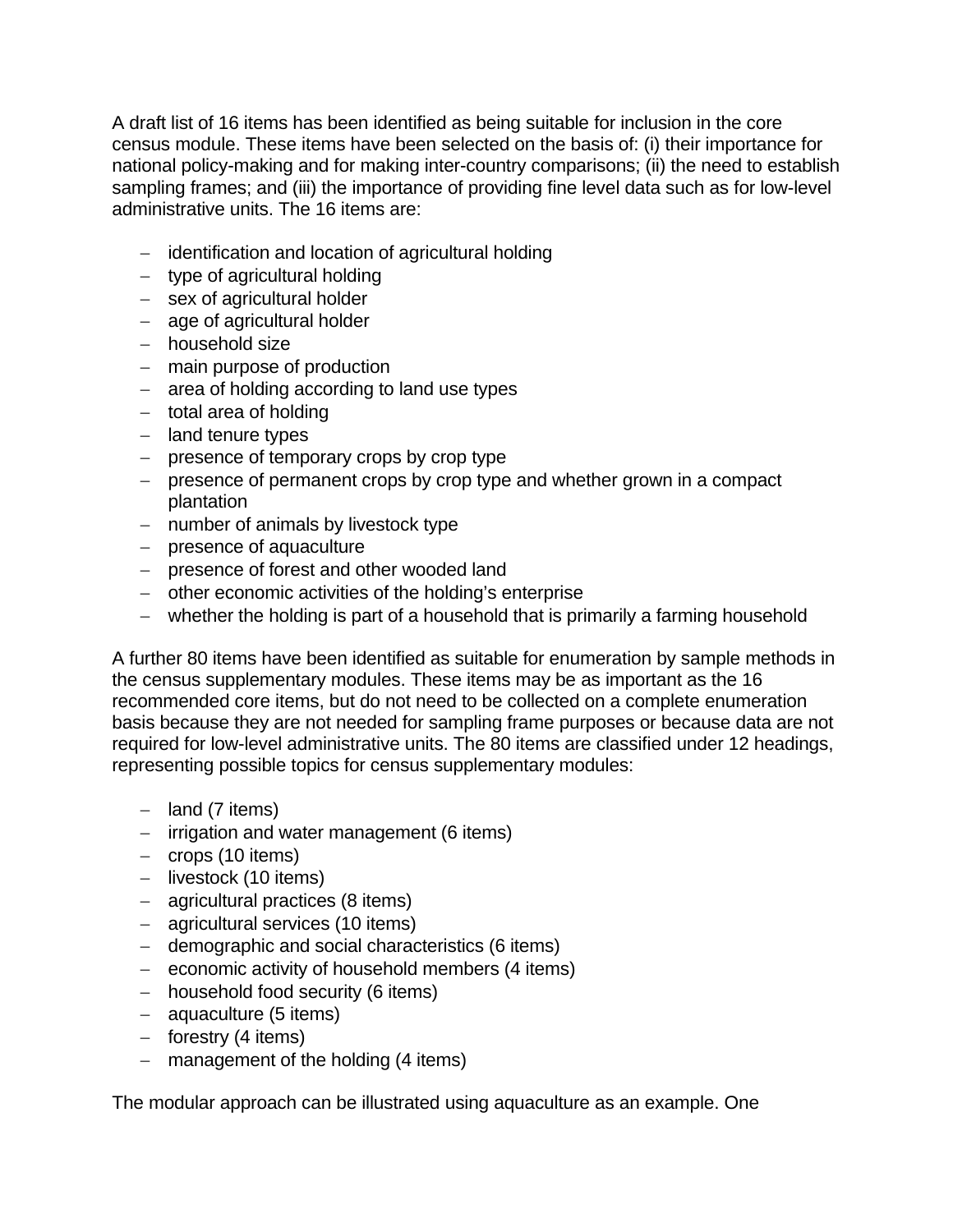A draft list of 16 items has been identified as being suitable for inclusion in the core census module. These items have been selected on the basis of: (i) their importance for national policy-making and for making inter-country comparisons; (ii) the need to establish sampling frames; and (iii) the importance of providing fine level data such as for low-level administrative units. The 16 items are:

- identification and location of agricultural holding
- type of agricultural holding
- sex of agricultural holder
- age of agricultural holder
- household size
- main purpose of production
- area of holding according to land use types
- total area of holding
- land tenure types
- presence of temporary crops by crop type
- presence of permanent crops by crop type and whether grown in a compact plantation
- number of animals by livestock type
- presence of aquaculture
- presence of forest and other wooded land
- other economic activities of the holding's enterprise
- whether the holding is part of a household that is primarily a farming household

A further 80 items have been identified as suitable for enumeration by sample methods in the census supplementary modules. These items may be as important as the 16 recommended core items, but do not need to be collected on a complete enumeration basis because they are not needed for sampling frame purposes or because data are not required for low-level administrative units. The 80 items are classified under 12 headings, representing possible topics for census supplementary modules:

- land (7 items)
- irrigation and water management (6 items)
- crops (10 items)
- livestock (10 items)
- agricultural practices (8 items)
- agricultural services (10 items)
- demographic and social characteristics (6 items)
- economic activity of household members (4 items)
- household food security (6 items)
- aquaculture (5 items)
- forestry (4 items)
- management of the holding (4 items)

The modular approach can be illustrated using aquaculture as an example. One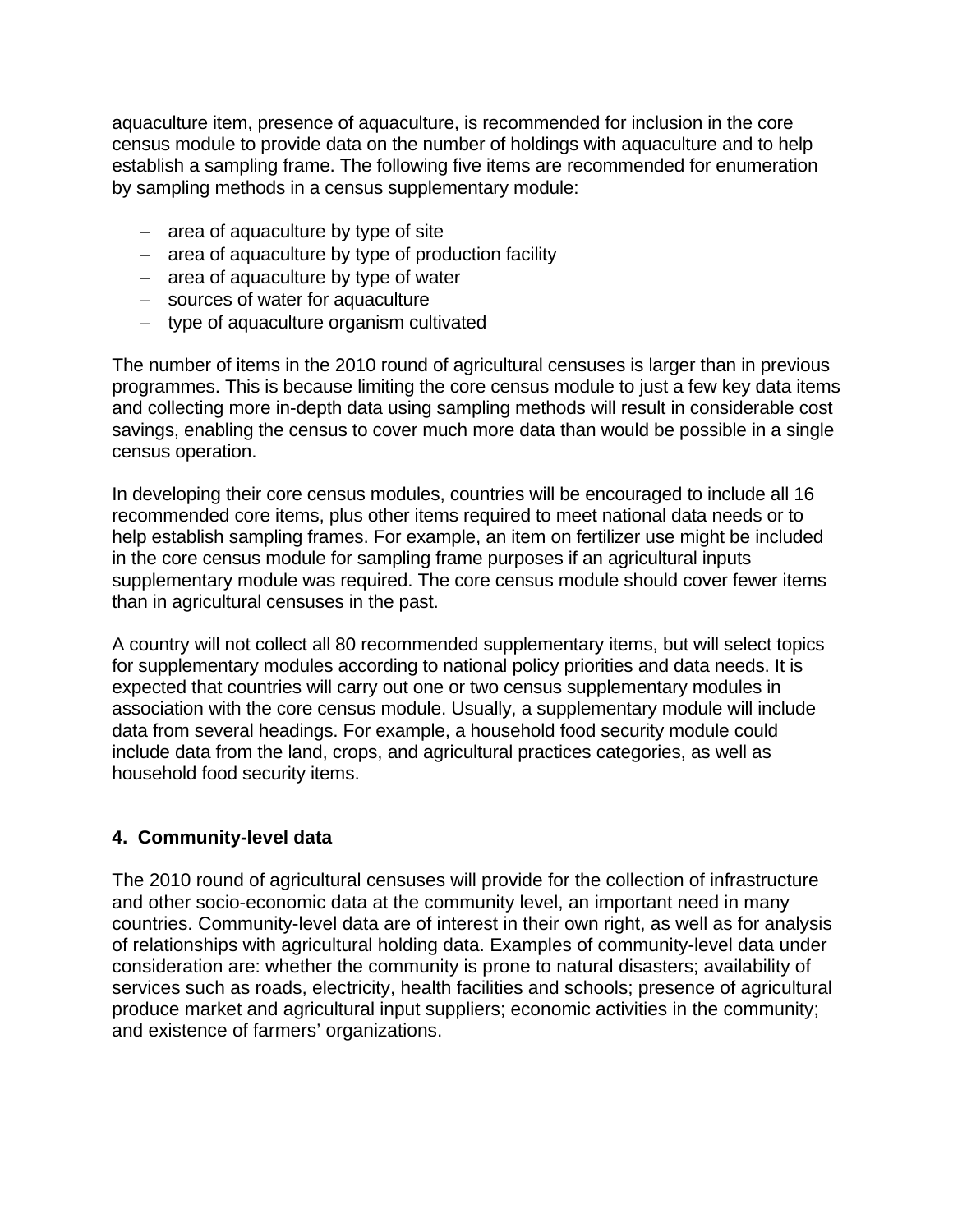aquaculture item, presence of aquaculture, is recommended for inclusion in the core census module to provide data on the number of holdings with aquaculture and to help establish a sampling frame. The following five items are recommended for enumeration by sampling methods in a census supplementary module:

- area of aquaculture by type of site
- area of aquaculture by type of production facility
- area of aquaculture by type of water
- sources of water for aquaculture
- type of aquaculture organism cultivated

The number of items in the 2010 round of agricultural censuses is larger than in previous programmes. This is because limiting the core census module to just a few key data items and collecting more in-depth data using sampling methods will result in considerable cost savings, enabling the census to cover much more data than would be possible in a single census operation.

In developing their core census modules, countries will be encouraged to include all 16 recommended core items, plus other items required to meet national data needs or to help establish sampling frames. For example, an item on fertilizer use might be included in the core census module for sampling frame purposes if an agricultural inputs supplementary module was required. The core census module should cover fewer items than in agricultural censuses in the past.

A country will not collect all 80 recommended supplementary items, but will select topics for supplementary modules according to national policy priorities and data needs. It is expected that countries will carry out one or two census supplementary modules in association with the core census module. Usually, a supplementary module will include data from several headings. For example, a household food security module could include data from the land, crops, and agricultural practices categories, as well as household food security items.

## 4. Community-level data

The 2010 round of agricultural censuses will provide for the collection of infrastructure and other socio-economic data at the community level, an important need in many countries. Community-level data are of interest in their own right, as well as for analysis of relationships with agricultural holding data. Examples of community-level data under consideration are: whether the community is prone to natural disasters; availability of services such as roads, electricity, health facilities and schools; presence of agricultural produce market and agricultural input suppliers; economic activities in the community; and existence of farmers' organizations.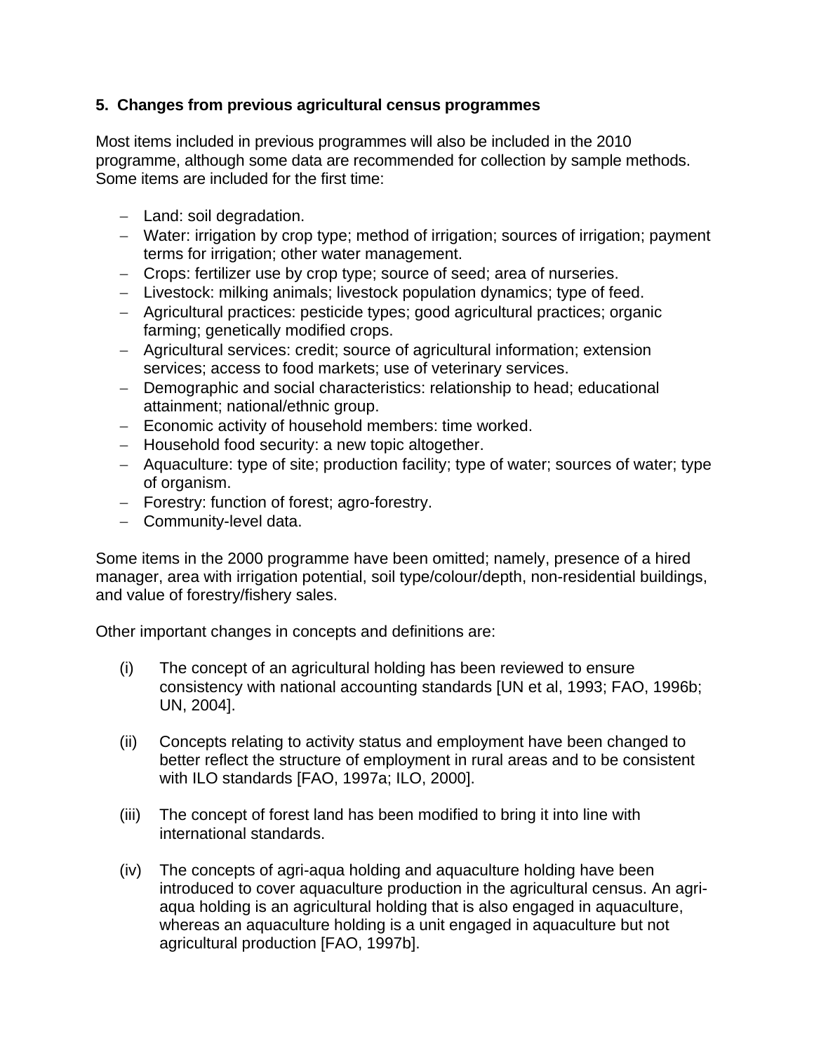## 5. Changes from previous agricultural census programmes

Most items included in previous programmes will also be included in the 2010 programme, although some data are recommended for collection by sample methods. Some items are included for the first time:

- Land: soil degradation.
- Water: irrigation by crop type; method of irrigation; sources of irrigation; payment terms for irrigation; other water management.
- Crops: fertilizer use by crop type; source of seed; area of nurseries.
- Livestock: milking animals; livestock population dynamics; type of feed.
- Agricultural practices: pesticide types; good agricultural practices; organic farming; genetically modified crops.
- Agricultural services: credit; source of agricultural information; extension services; access to food markets; use of veterinary services.
- Demographic and social characteristics: relationship to head; educational attainment; national/ethnic group.
- Economic activity of household members: time worked.
- Household food security: a new topic altogether.
- Aquaculture: type of site; production facility; type of water; sources of water; type of organism.
- Forestry: function of forest; agro-forestry.
- Community-level data.

Some items in the 2000 programme have been omitted; namely, presence of a hired manager, area with irrigation potential, soil type/colour/depth, non-residential buildings, and value of forestry/fishery sales.

Other important changes in concepts and definitions are:

(i) The concept of an agricultural holding has been reviewed to ensure consistency with national accounting standards [UN et al, 1993; FAO, 1996b; UN, 2004].

(ii) Concepts relating to activity status and employment have been changed to better reflect the structure of employment in rural areas and to be consistent with ILO standards [FAO, 1997a; ILO, 2000].

(iii) The concept of forest land has been modified to bring it into line with international standards.

(iv) The concepts of agri-aqua holding and aquaculture holding have been introduced to cover aquaculture production in the agricultural census. An agri-aqua holding is an agricultural holding that is also engaged in aquaculture, whereas an aquaculture holding is a unit engaged in aquaculture but not agricultural production [FAO, 1997b].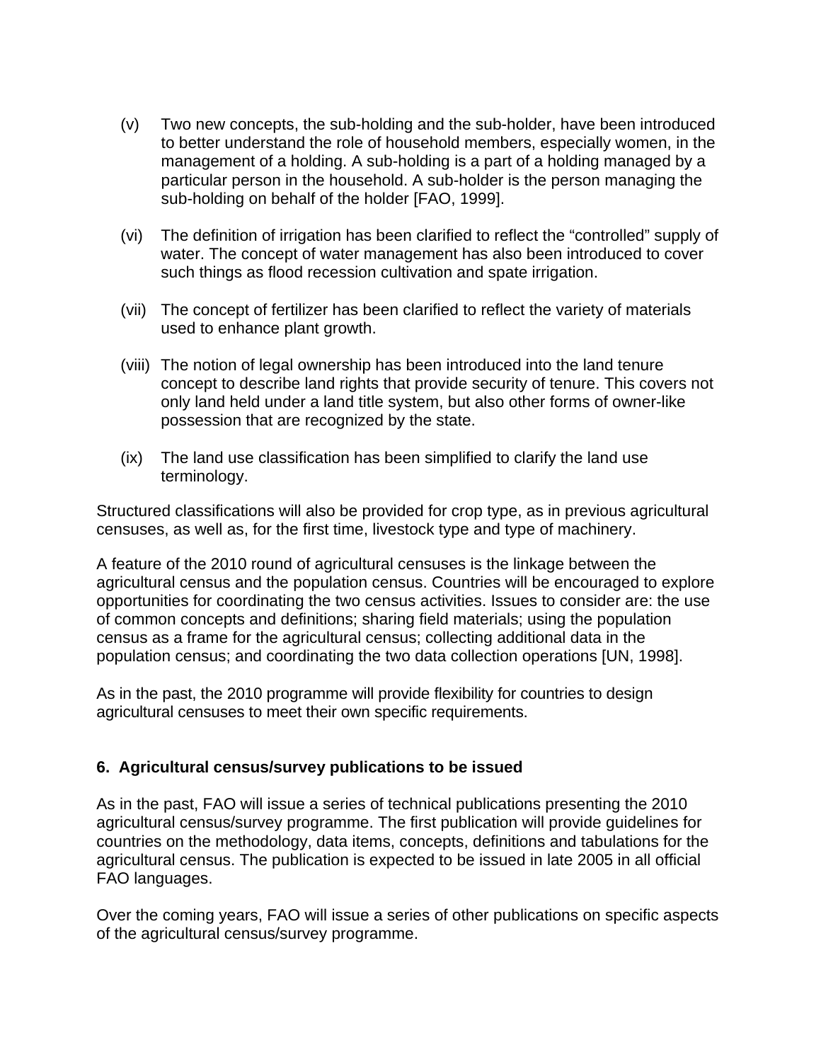(v) Two new concepts, the sub-holding and the sub-holder, have been introduced to better understand the role of household members, especially women, in the management of a holding. A sub-holding is a part of a holding managed by a particular person in the household. A sub-holder is the person managing the sub-holding on behalf of the holder [FAO, 1999].

(vi) The definition of irrigation has been clarified to reflect the "controlled" supply of water. The concept of water management has also been introduced to cover such things as flood recession cultivation and spate irrigation.

(vii) The concept of fertilizer has been clarified to reflect the variety of materials used to enhance plant growth.

(viii) The notion of legal ownership has been introduced into the land tenure concept to describe land rights that provide security of tenure. This covers not only land held under a land title system, but also other forms of owner-like possession that are recognized by the state.

(ix) The land use classification has been simplified to clarify the land use terminology.

Structured classifications will also be provided for crop type, as in previous agricultural censuses, as well as, for the first time, livestock type and type of machinery.

A feature of the 2010 round of agricultural censuses is the linkage between the agricultural census and the population census. Countries will be encouraged to explore opportunities for coordinating the two census activities. Issues to consider are: the use of common concepts and definitions; sharing field materials; using the population census as a frame for the agricultural census; collecting additional data in the population census; and coordinating the two data collection operations [UN, 1998].

As in the past, the 2010 programme will provide flexibility for countries to design agricultural censuses to meet their own specific requirements.

## 6. Agricultural census/survey publications to be issued

As in the past, FAO will issue a series of technical publications presenting the 2010 agricultural census/survey programme. The first publication will provide guidelines for countries on the methodology, data items, concepts, definitions and tabulations for the agricultural census. The publication is expected to be issued in late 2005 in all official FAO languages.

Over the coming years, FAO will issue a series of other publications on specific aspects of the agricultural census/survey programme.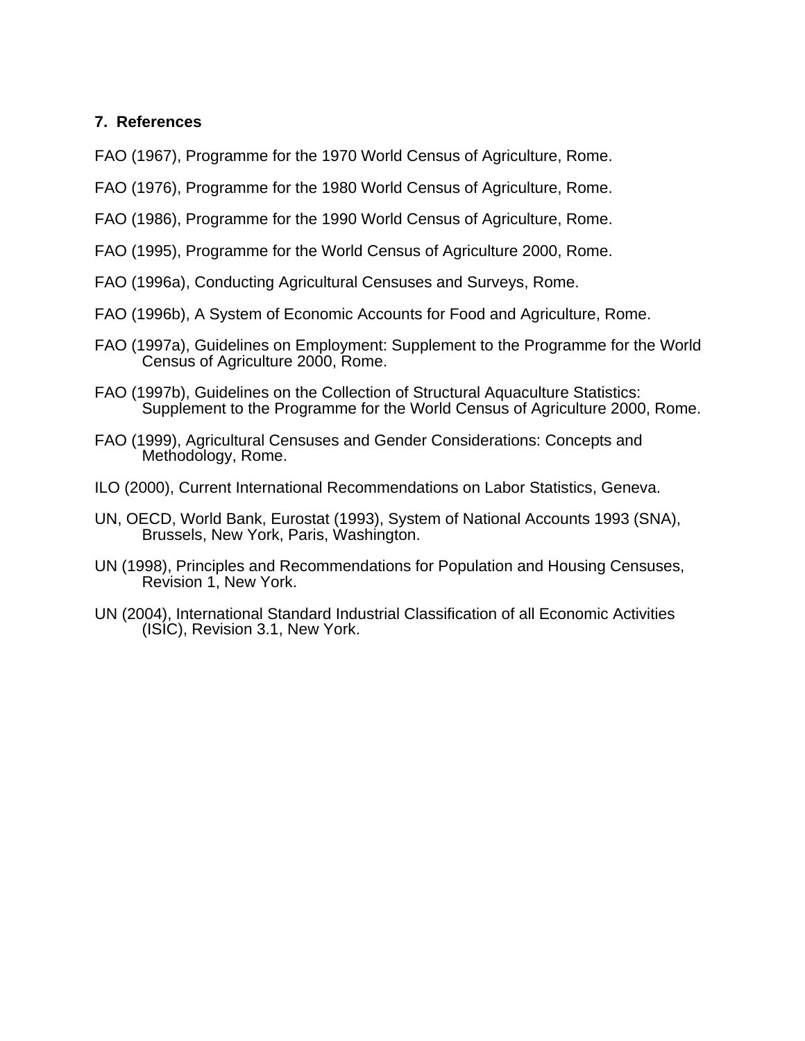## 7. References

FAO (1967), Programme for the 1970 World Census of Agriculture, Rome.

FAO (1976), Programme for the 1980 World Census of Agriculture, Rome.

FAO (1986), Programme for the 1990 World Census of Agriculture, Rome.

FAO (1995), Programme for the World Census of Agriculture 2000, Rome.

FAO (1996a), Conducting Agricultural Censuses and Surveys, Rome.

FAO (1996b), A System of Economic Accounts for Food and Agriculture, Rome.

FAO (1997a), Guidelines on Employment: Supplement to the Programme for the World Census of Agriculture 2000, Rome.

FAO (1997b), Guidelines on the Collection of Structural Aquaculture Statistics: Supplement to the Programme for the World Census of Agriculture 2000, Rome.

FAO (1999), Agricultural Censuses and Gender Considerations: Concepts and Methodology, Rome.

ILO (2000), Current International Recommendations on Labor Statistics, Geneva.

UN, OECD, World Bank, Eurostat (1993), System of National Accounts 1993 (SNA), Brussels, New York, Paris, Washington.

UN (1998), Principles and Recommendations for Population and Housing Censuses, Revision 1, New York.

UN (2004), International Standard Industrial Classification of all Economic Activities (ISIC), Revision 3.1, New York.